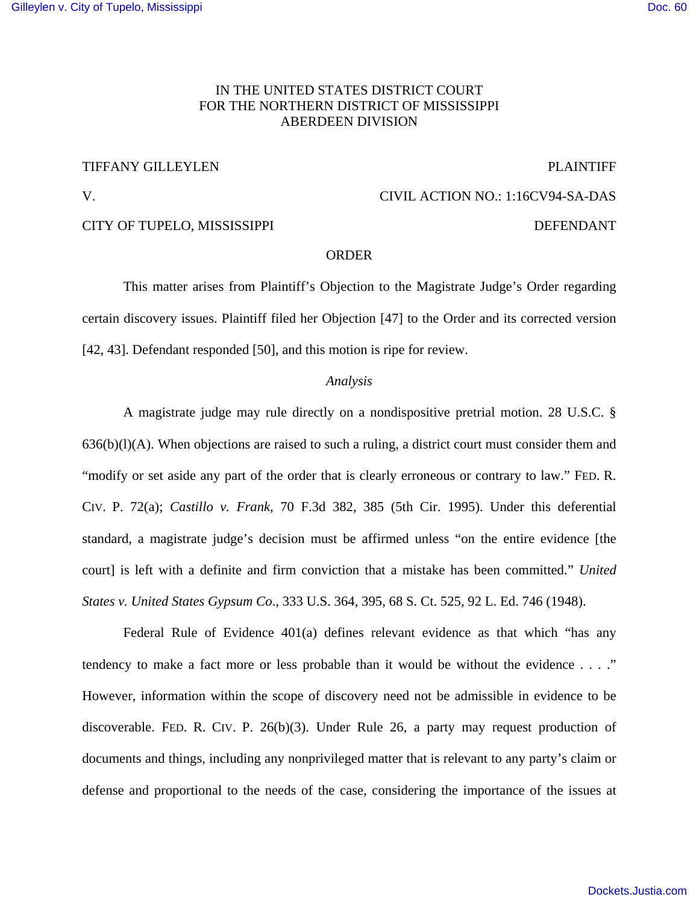IN THE UNITED STATES DISTRICT COURT
FOR THE NORTHERN DISTRICT OF MISSISSIPPI
ABERDEEN DIVISION

TIFFANY GILLEYLEN PLAINTIFF

V. CIVIL ACTION NO.: 1:16CV94-SA-DAS

CITY OF TUPELO, MISSISSIPPI DEFENDANT

ORDER

This matter arises from Plaintiff's Objection to the Magistrate Judge's Order regarding certain discovery issues. Plaintiff filed her Objection [47] to the Order and its corrected version [42, 43]. Defendant responded [50], and this motion is ripe for review.

*Analysis*

A magistrate judge may rule directly on a nondispositive pretrial motion. 28 U.S.C. § 636(b)(l)(A). When objections are raised to such a ruling, a district court must consider them and "modify or set aside any part of the order that is clearly erroneous or contrary to law." FED. R. CIV. P. 72(a); *Castillo v. Frank*, 70 F.3d 382, 385 (5th Cir. 1995). Under this deferential standard, a magistrate judge's decision must be affirmed unless "on the entire evidence [the court] is left with a definite and firm conviction that a mistake has been committed." *United States v. United States Gypsum Co*., 333 U.S. 364, 395, 68 S. Ct. 525, 92 L. Ed. 746 (1948).

Federal Rule of Evidence 401(a) defines relevant evidence as that which "has any tendency to make a fact more or less probable than it would be without the evidence . . . ." However, information within the scope of discovery need not be admissible in evidence to be discoverable. FED. R. CIV. P. 26(b)(3). Under Rule 26, a party may request production of documents and things, including any nonprivileged matter that is relevant to any party's claim or defense and proportional to the needs of the case, considering the importance of the issues at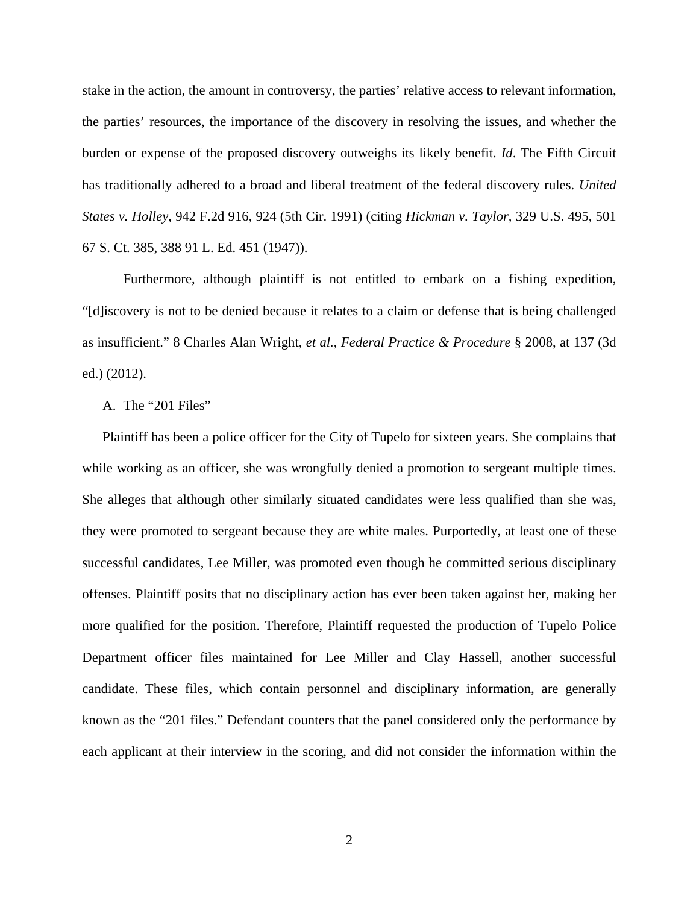stake in the action, the amount in controversy, the parties' relative access to relevant information, the parties' resources, the importance of the discovery in resolving the issues, and whether the burden or expense of the proposed discovery outweighs its likely benefit. *Id*. The Fifth Circuit has traditionally adhered to a broad and liberal treatment of the federal discovery rules. *United States v. Holley*, 942 F.2d 916, 924 (5th Cir. 1991) (citing *Hickman v. Taylor*, 329 U.S. 495, 501 67 S. Ct. 385, 388 91 L. Ed. 451 (1947)).

Furthermore, although plaintiff is not entitled to embark on a fishing expedition, "[d]iscovery is not to be denied because it relates to a claim or defense that is being challenged as insufficient." 8 Charles Alan Wright, *et al.*, *Federal Practice & Procedure* § 2008, at 137 (3d ed.) (2012).

A. The "201 Files"

Plaintiff has been a police officer for the City of Tupelo for sixteen years. She complains that while working as an officer, she was wrongfully denied a promotion to sergeant multiple times. She alleges that although other similarly situated candidates were less qualified than she was, they were promoted to sergeant because they are white males. Purportedly, at least one of these successful candidates, Lee Miller, was promoted even though he committed serious disciplinary offenses. Plaintiff posits that no disciplinary action has ever been taken against her, making her more qualified for the position. Therefore, Plaintiff requested the production of Tupelo Police Department officer files maintained for Lee Miller and Clay Hassell, another successful candidate. These files, which contain personnel and disciplinary information, are generally known as the "201 files." Defendant counters that the panel considered only the performance by each applicant at their interview in the scoring, and did not consider the information within the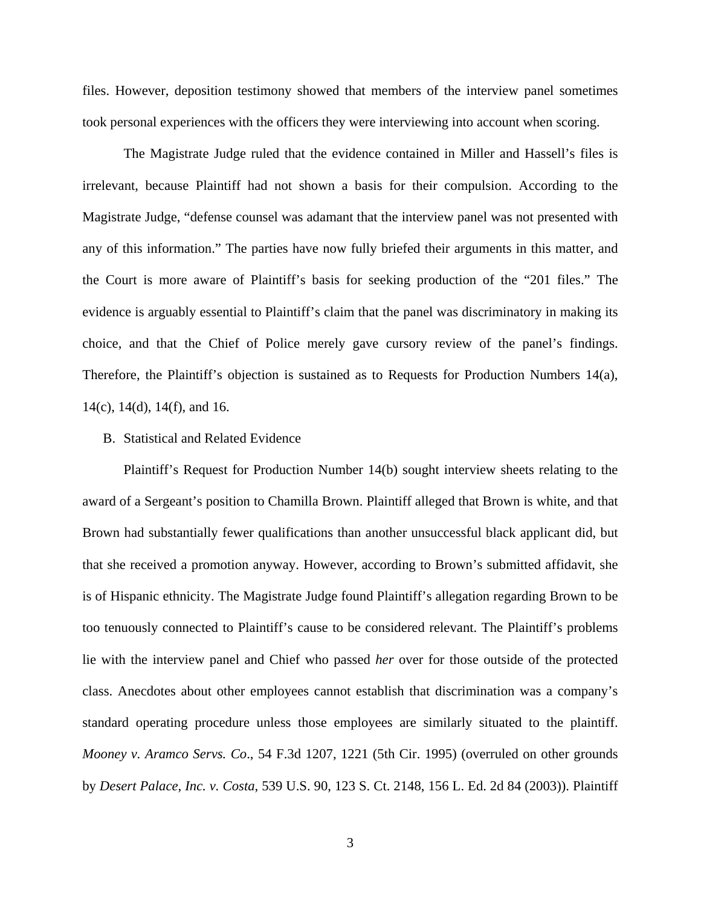files. However, deposition testimony showed that members of the interview panel sometimes took personal experiences with the officers they were interviewing into account when scoring.

The Magistrate Judge ruled that the evidence contained in Miller and Hassell's files is irrelevant, because Plaintiff had not shown a basis for their compulsion. According to the Magistrate Judge, "defense counsel was adamant that the interview panel was not presented with any of this information." The parties have now fully briefed their arguments in this matter, and the Court is more aware of Plaintiff's basis for seeking production of the "201 files." The evidence is arguably essential to Plaintiff's claim that the panel was discriminatory in making its choice, and that the Chief of Police merely gave cursory review of the panel's findings. Therefore, the Plaintiff's objection is sustained as to Requests for Production Numbers 14(a), 14(c), 14(d), 14(f), and 16.

B. Statistical and Related Evidence

Plaintiff's Request for Production Number 14(b) sought interview sheets relating to the award of a Sergeant's position to Chamilla Brown. Plaintiff alleged that Brown is white, and that Brown had substantially fewer qualifications than another unsuccessful black applicant did, but that she received a promotion anyway. However, according to Brown's submitted affidavit, she is of Hispanic ethnicity. The Magistrate Judge found Plaintiff's allegation regarding Brown to be too tenuously connected to Plaintiff's cause to be considered relevant. The Plaintiff's problems lie with the interview panel and Chief who passed *her* over for those outside of the protected class. Anecdotes about other employees cannot establish that discrimination was a company's standard operating procedure unless those employees are similarly situated to the plaintiff. *Mooney v. Aramco Servs. Co*., 54 F.3d 1207, 1221 (5th Cir. 1995) (overruled on other grounds by *Desert Palace, Inc. v. Costa*, 539 U.S. 90, 123 S. Ct. 2148, 156 L. Ed. 2d 84 (2003)). Plaintiff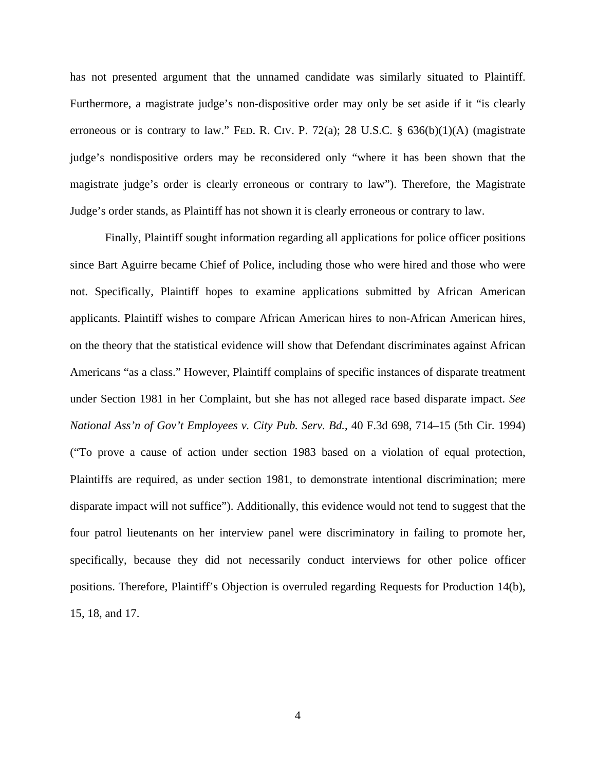has not presented argument that the unnamed candidate was similarly situated to Plaintiff. Furthermore, a magistrate judge's non-dispositive order may only be set aside if it "is clearly erroneous or is contrary to law." FED. R. CIV. P. 72(a); 28 U.S.C. § 636(b)(1)(A) (magistrate judge's nondispositive orders may be reconsidered only "where it has been shown that the magistrate judge's order is clearly erroneous or contrary to law"). Therefore, the Magistrate Judge's order stands, as Plaintiff has not shown it is clearly erroneous or contrary to law.

Finally, Plaintiff sought information regarding all applications for police officer positions since Bart Aguirre became Chief of Police, including those who were hired and those who were not. Specifically, Plaintiff hopes to examine applications submitted by African American applicants. Plaintiff wishes to compare African American hires to non-African American hires, on the theory that the statistical evidence will show that Defendant discriminates against African Americans "as a class." However, Plaintiff complains of specific instances of disparate treatment under Section 1981 in her Complaint, but she has not alleged race based disparate impact. *See National Ass'n of Gov't Employees v. City Pub. Serv. Bd.*, 40 F.3d 698, 714–15 (5th Cir. 1994) ("To prove a cause of action under section 1983 based on a violation of equal protection, Plaintiffs are required, as under section 1981, to demonstrate intentional discrimination; mere disparate impact will not suffice"). Additionally, this evidence would not tend to suggest that the four patrol lieutenants on her interview panel were discriminatory in failing to promote her, specifically, because they did not necessarily conduct interviews for other police officer positions. Therefore, Plaintiff's Objection is overruled regarding Requests for Production 14(b), 15, 18, and 17.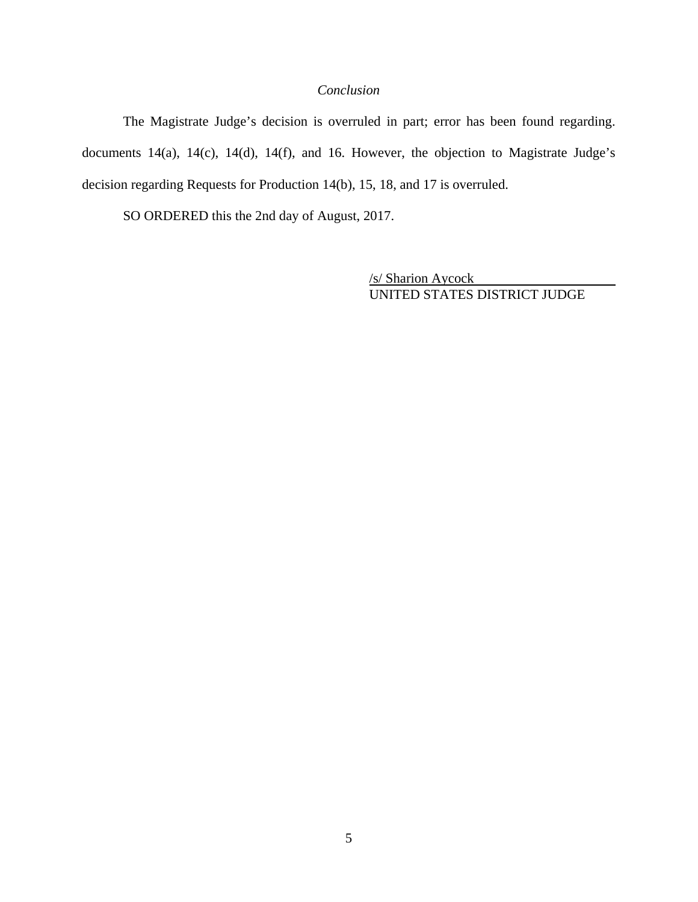*Conclusion*

The Magistrate Judge's decision is overruled in part; error has been found regarding. documents 14(a), 14(c), 14(d), 14(f), and 16. However, the objection to Magistrate Judge's decision regarding Requests for Production 14(b), 15, 18, and 17 is overruled.

SO ORDERED this the 2nd day of August, 2017.

/s/ Sharion Aycock
UNITED STATES DISTRICT JUDGE